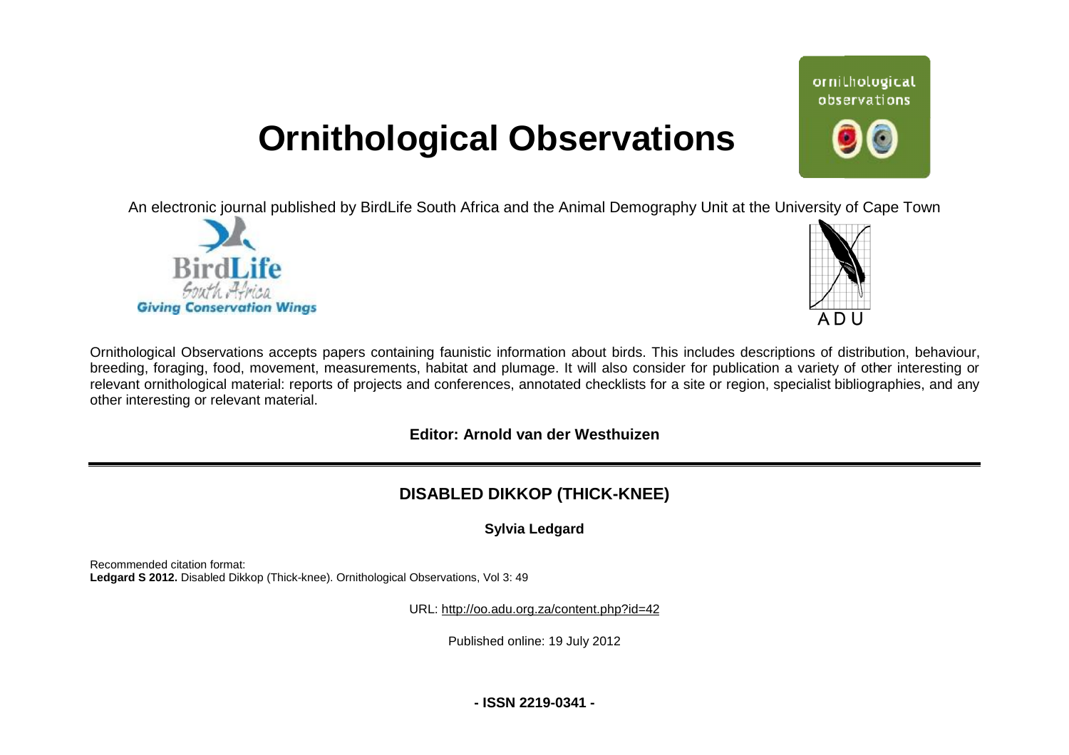# Ornithological Observations

An electronic journal published by BirdLife South Africa and the Animal Demography Unit at the University of Cape Town

Ornithological Observations accepts papers containing faunistic information about birds. This includes descriptions of distribution, behaviour, breeding, foraging, food, movement, measurements, habitat and plumage. It will also consider for publication a variety of other interesting or relevant ornithological material: reports of projects and conferences, annotated checklists for a site or region, specialist bibliographies, and any other interesting or relevant material.

**Editor: Arnold van der Westhuizen**

---

## DISABLED DIKKOP (THICK-KNEE)

**Sylvia Ledgard**

Recommended citation format:
**Ledgard S 2012.** Disabled Dikkop (Thick-knee). Ornithological Observations, Vol 3: 49

URL: http://oo.adu.org.za/content.php?id=42

Published online: 19 July 2012

**- ISSN 2219-0341 -**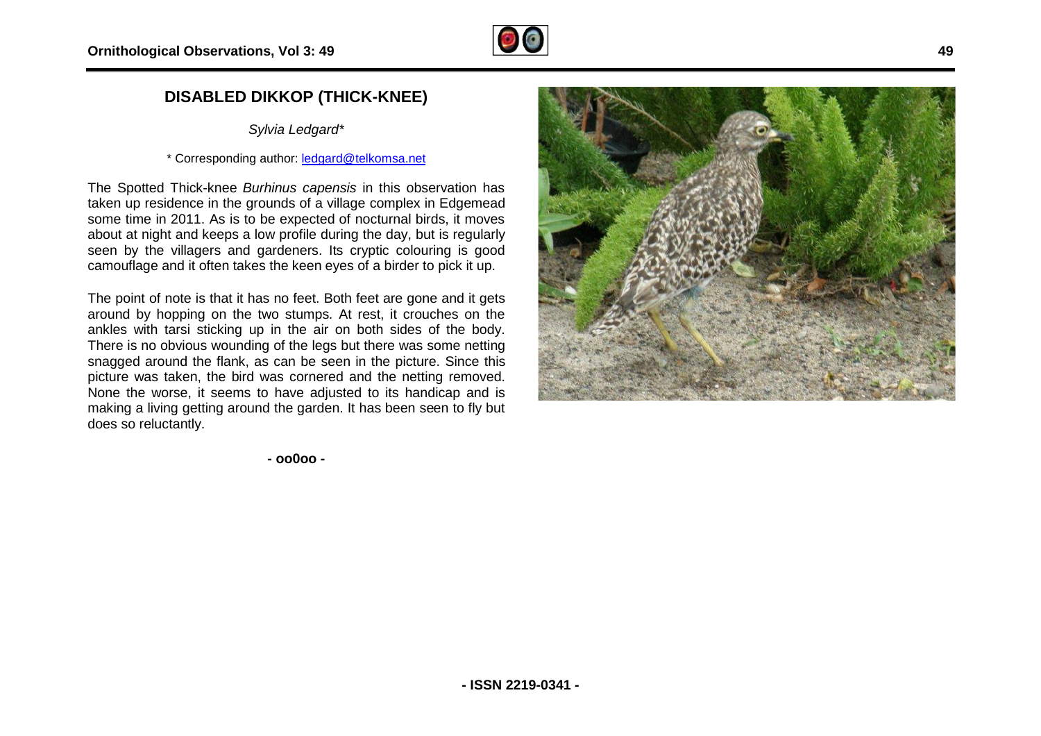# DISABLED DIKKOP (THICK-KNEE)

*Sylvia Ledgard**

* Corresponding author: ledgard@telkomsa.net

The Spotted Thick-knee *Burhinus capensis* in this observation has taken up residence in the grounds of a village complex in Edgemead some time in 2011. As is to be expected of nocturnal birds, it moves about at night and keeps a low profile during the day, but is regularly seen by the villagers and gardeners. Its cryptic colouring is good camouflage and it often takes the keen eyes of a birder to pick it up.

The point of note is that it has no feet. Both feet are gone and it gets around by hopping on the two stumps. At rest, it crouches on the ankles with tarsi sticking up in the air on both sides of the body. There is no obvious wounding of the legs but there was some netting snagged around the flank, as can be seen in the picture. Since this picture was taken, the bird was cornered and the netting removed. None the worse, it seems to have adjusted to its handicap and is making a living getting around the garden. It has been seen to fly but does so reluctantly.

- oo0oo -